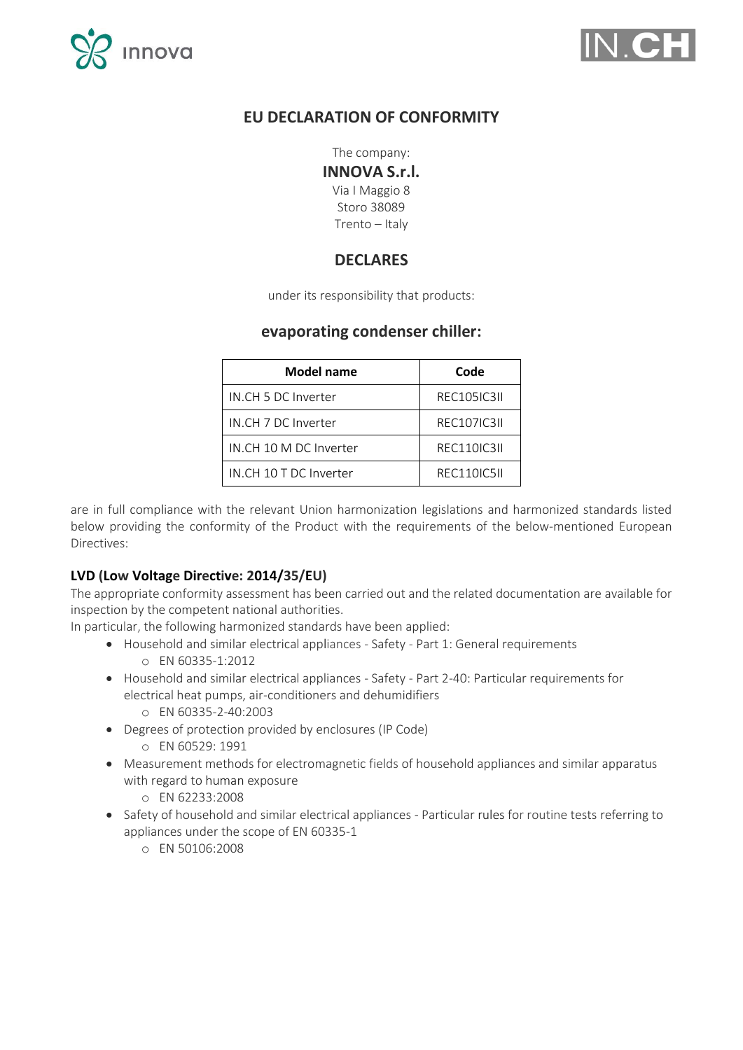# EU DECLARATION OF CONFORMITY

The company:

**INNOVA S.r.l.**

Via I Maggio 8
Storo 38089
Trento – Italy

## DECLARES

under its responsibility that products:

## evaporating condenser chiller:

| Model name | Code |
|---|---|
| IN.CH 5 DC Inverter | REC105IC3II |
| IN.CH 7 DC Inverter | REC107IC3II |
| IN.CH 10 M DC Inverter | REC110IC3II |
| IN.CH 10 T DC Inverter | REC110IC5II |

are in full compliance with the relevant Union harmonization legislations and harmonized standards listed below providing the conformity of the Product with the requirements of the below-mentioned European Directives:

### LVD (Low Voltage Directive: 2014/35/EU)

The appropriate conformity assessment has been carried out and the related documentation are available for inspection by the competent national authorities.
In particular, the following harmonized standards have been applied:

- Household and similar electrical appliances - Safety - Part 1: General requirements
  - EN 60335-1:2012
- Household and similar electrical appliances - Safety - Part 2-40: Particular requirements for electrical heat pumps, air-conditioners and dehumidifiers
  - EN 60335-2-40:2003
- Degrees of protection provided by enclosures (IP Code)
  - EN 60529: 1991
- Measurement methods for electromagnetic fields of household appliances and similar apparatus with regard to human exposure
  - EN 62233:2008
- Safety of household and similar electrical appliances - Particular rules for routine tests referring to appliances under the scope of EN 60335-1
  - EN 50106:2008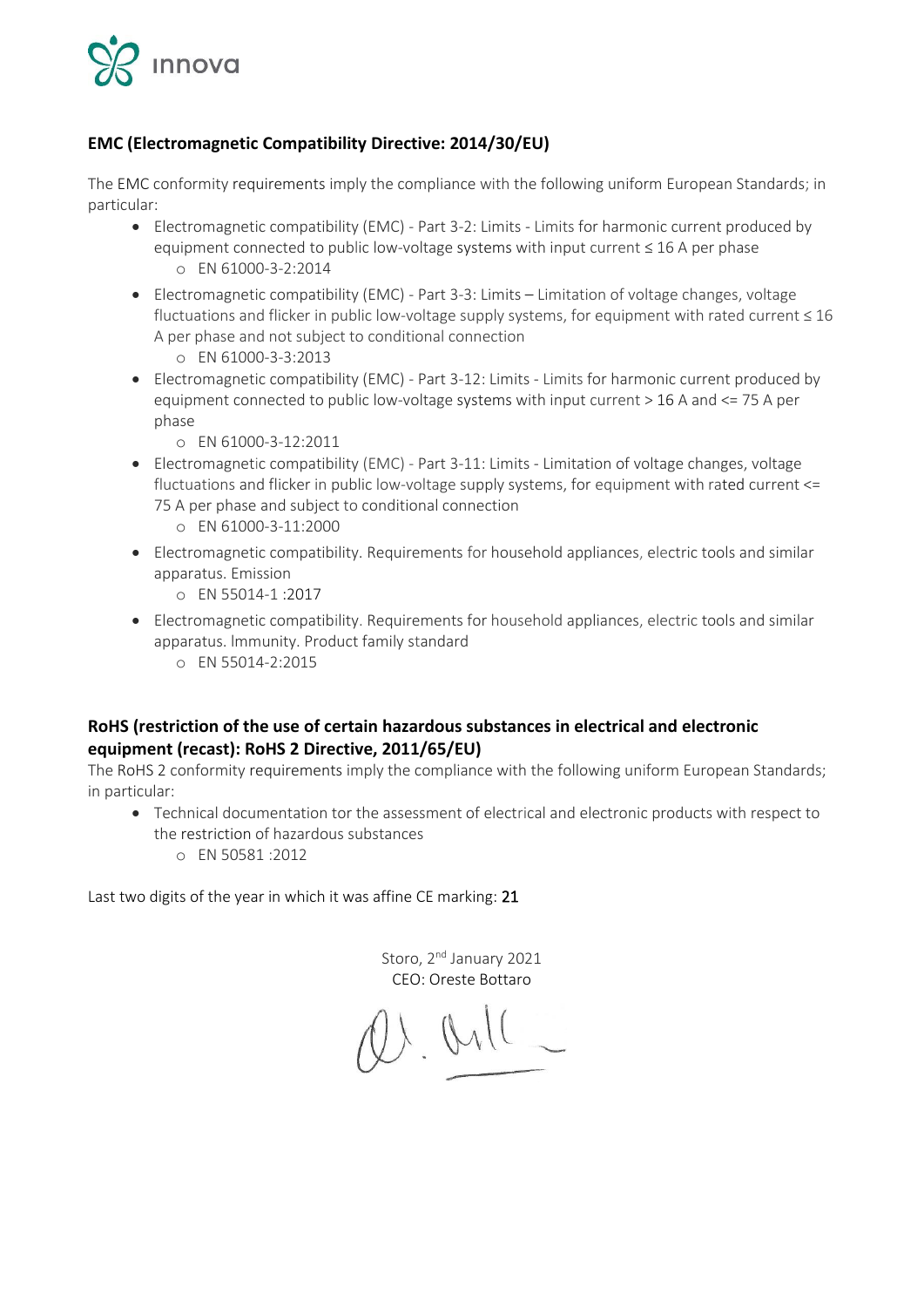## EMC (Electromagnetic Compatibility Directive: 2014/30/EU)

The EMC conformity requirements imply the compliance with the following uniform European Standards; in particular:

- Electromagnetic compatibility (EMC) - Part 3-2: Limits - Limits for harmonic current produced by equipment connected to public low-voltage systems with input current ≤ 16 A per phase
  - EN 61000-3-2:2014
- Electromagnetic compatibility (EMC) - Part 3-3: Limits – Limitation of voltage changes, voltage fluctuations and flicker in public low-voltage supply systems, for equipment with rated current ≤ 16 A per phase and not subject to conditional connection
  - EN 61000-3-3:2013
- Electromagnetic compatibility (EMC) - Part 3-12: Limits - Limits for harmonic current produced by equipment connected to public low-voltage systems with input current > 16 A and <= 75 A per phase
  - EN 61000-3-12:2011
- Electromagnetic compatibility (EMC) - Part 3-11: Limits - Limitation of voltage changes, voltage fluctuations and flicker in public low-voltage supply systems, for equipment with rated current <= 75 A per phase and subject to conditional connection
  - EN 61000-3-11:2000
- Electromagnetic compatibility. Requirements for household appliances, electric tools and similar apparatus. Emission
  - EN 55014-1 :2017
- Electromagnetic compatibility. Requirements for household appliances, electric tools and similar apparatus. lmmunity. Product family standard
  - EN 55014-2:2015

## RoHS (restriction of the use of certain hazardous substances in electrical and electronic equipment (recast): RoHS 2 Directive, 2011/65/EU)

The RoHS 2 conformity requirements imply the compliance with the following uniform European Standards; in particular:

- Technical documentation tor the assessment of electrical and electronic products with respect to the restriction of hazardous substances
  - EN 50581 :2012

Last two digits of the year in which it was affine CE marking: 21

Storo, 2nd January 2021
CEO: Oreste Bottaro